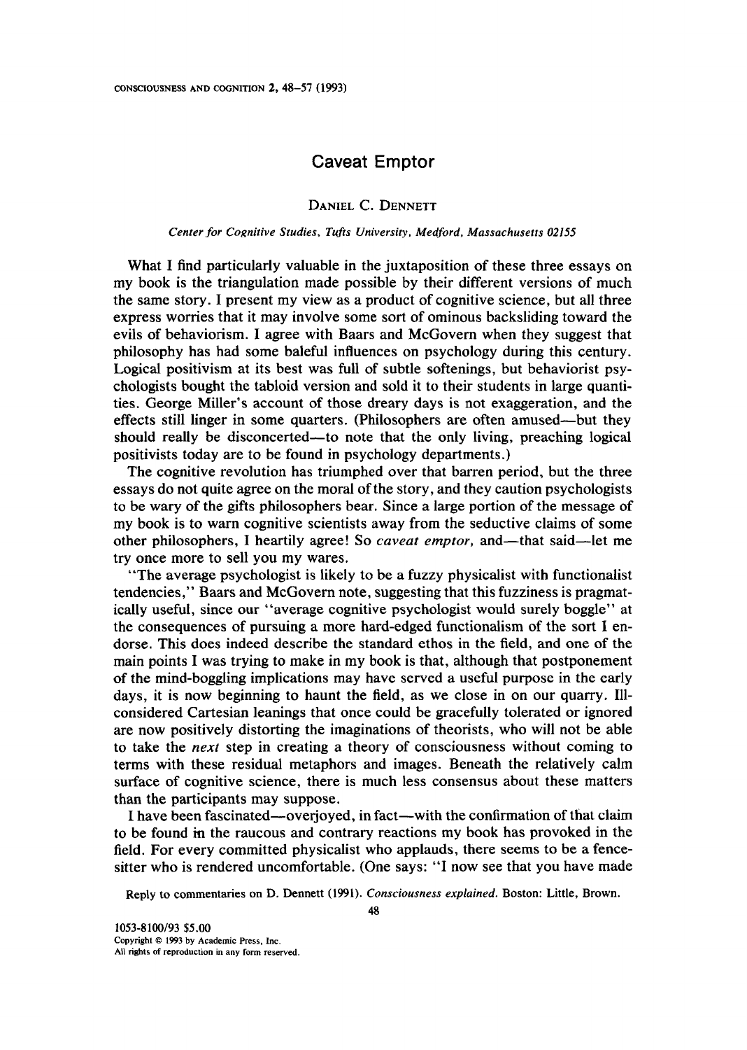# Caveat Emptor

DANIEL C. DENNETT

*Center for Cognitive Studies, Tufts University, Medford, Massachusetts 02155*

What I find particularly valuable in the juxtaposition of these three essays on my book is the triangulation made possible by their different versions of much the same story. I present my view as a product of cognitive science, but all three express worries that it may involve some sort of ominous backsliding toward the evils of behaviorism. I agree with Baars and McGovern when they suggest that philosophy has had some baleful influences on psychology during this century. Logical positivism at its best was full of subtle softenings, but behaviorist psychologists bought the tabloid version and sold it to their students in large quantities. George Miller's account of those dreary days is not exaggeration, and the effects still linger in some quarters. (Philosophers are often amused—but they should really be disconcerted—to note that the only living, preaching logical positivists today are to be found in psychology departments.)

The cognitive revolution has triumphed over that barren period, but the three essays do not quite agree on the moral of the story, and they caution psychologists to be wary of the gifts philosophers bear. Since a large portion of the message of my book is to warn cognitive scientists away from the seductive claims of some other philosophers, I heartily agree! So *caveat emptor,* and—that said—let me try once more to sell you my wares.

"The average psychologist is likely to be a fuzzy physicalist with functionalist tendencies," Baars and McGovern note, suggesting that this fuzziness is pragmatically useful, since our "average cognitive psychologist would surely boggle" at the consequences of pursuing a more hard-edged functionalism of the sort I endorse. This does indeed describe the standard ethos in the field, and one of the main points I was trying to make in my book is that, although that postponement of the mind-boggling implications may have served a useful purpose in the early days, it is now beginning to haunt the field, as we close in on our quarry. Ill-considered Cartesian leanings that once could be gracefully tolerated or ignored are now positively distorting the imaginations of theorists, who will not be able to take the *next* step in creating a theory of consciousness without coming to terms with these residual metaphors and images. Beneath the relatively calm surface of cognitive science, there is much less consensus about these matters than the participants may suppose.

I have been fascinated—overjoyed, in fact—with the confirmation of that claim to be found in the raucous and contrary reactions my book has provoked in the field. For every committed physicalist who applauds, there seems to be a fence-sitter who is rendered uncomfortable. (One says: "I now see that you have made

Reply to commentaries on D. Dennett (1991). *Consciousness explained.* Boston: Little, Brown.

1053-8100/93 $5.00
Copyright © 1993 by Academic Press, Inc.
All rights of reproduction in any form reserved.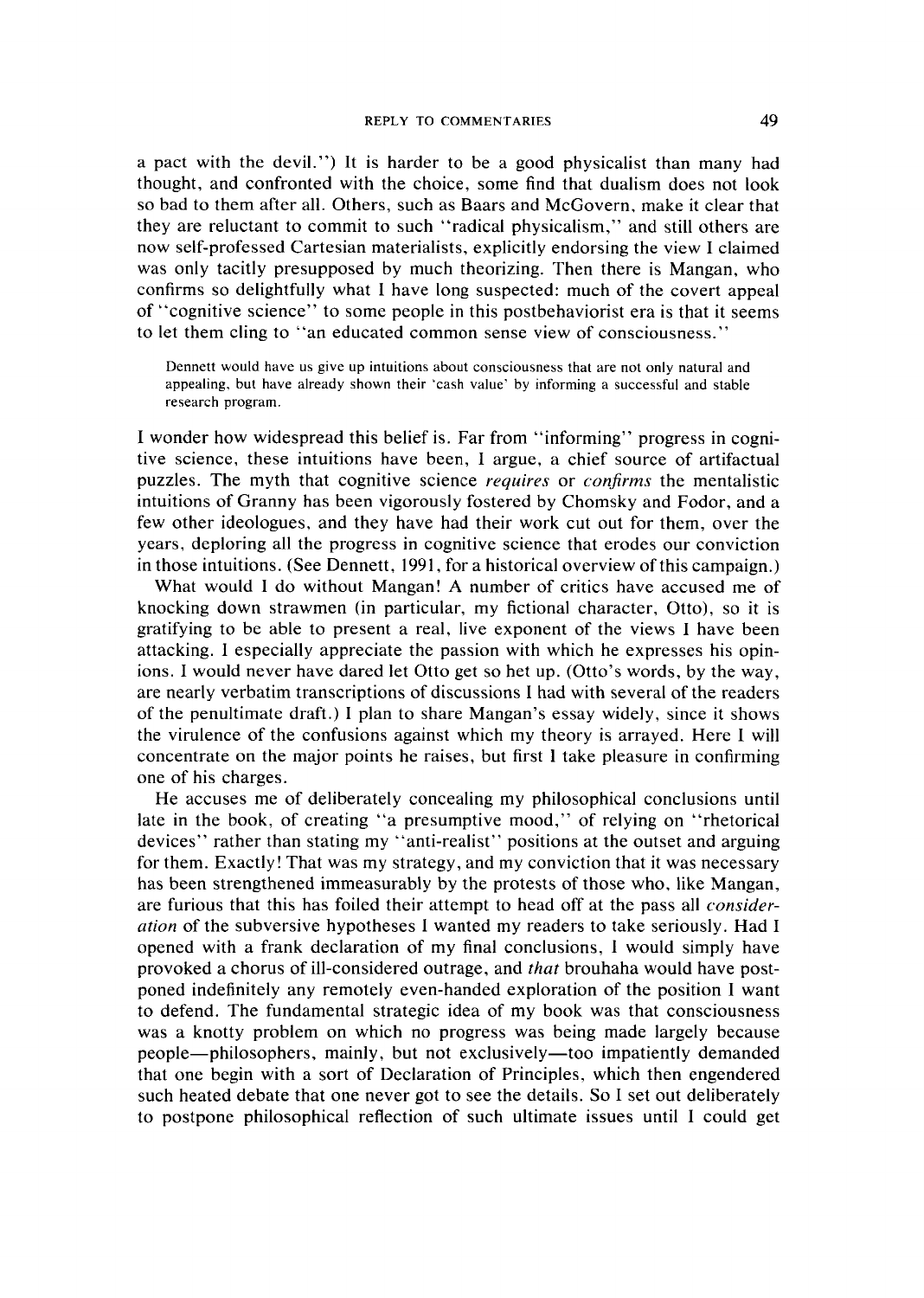a pact with the devil.") It is harder to be a good physicalist than many had thought, and confronted with the choice, some find that dualism does not look so bad to them after all. Others, such as Baars and McGovern, make it clear that they are reluctant to commit to such "radical physicalism," and still others are now self-professed Cartesian materialists, explicitly endorsing the view I claimed was only tacitly presupposed by much theorizing. Then there is Mangan, who confirms so delightfully what I have long suspected: much of the covert appeal of "cognitive science" to some people in this postbehaviorist era is that it seems to let them cling to "an educated common sense view of consciousness."

> Dennett would have us give up intuitions about consciousness that are not only natural and appealing, but have already shown their 'cash value' by informing a successful and stable research program.

I wonder how widespread this belief is. Far from "informing" progress in cognitive science, these intuitions have been, I argue, a chief source of artifactual puzzles. The myth that cognitive science *requires* or *confirms* the mentalistic intuitions of Granny has been vigorously fostered by Chomsky and Fodor, and a few other ideologues, and they have had their work cut out for them, over the years, deploring all the progress in cognitive science that erodes our conviction in those intuitions. (See Dennett, 1991, for a historical overview of this campaign.)

What would I do without Mangan! A number of critics have accused me of knocking down strawmen (in particular, my fictional character, Otto), so it is gratifying to be able to present a real, live exponent of the views I have been attacking. I especially appreciate the passion with which he expresses his opinions. I would never have dared let Otto get so het up. (Otto's words, by the way, are nearly verbatim transcriptions of discussions I had with several of the readers of the penultimate draft.) I plan to share Mangan's essay widely, since it shows the virulence of the confusions against which my theory is arrayed. Here I will concentrate on the major points he raises, but first I take pleasure in confirming one of his charges.

He accuses me of deliberately concealing my philosophical conclusions until late in the book, of creating "a presumptive mood," of relying on "rhetorical devices" rather than stating my "anti-realist" positions at the outset and arguing for them. Exactly! That was my strategy, and my conviction that it was necessary has been strengthened immeasurably by the protests of those who, like Mangan, are furious that this has foiled their attempt to head off at the pass all *consideration* of the subversive hypotheses I wanted my readers to take seriously. Had I opened with a frank declaration of my final conclusions, I would simply have provoked a chorus of ill-considered outrage, and *that* brouhaha would have postponed indefinitely any remotely even-handed exploration of the position I want to defend. The fundamental strategic idea of my book was that consciousness was a knotty problem on which no progress was being made largely because people—philosophers, mainly, but not exclusively—too impatiently demanded that one begin with a sort of Declaration of Principles, which then engendered such heated debate that one never got to see the details. So I set out deliberately to postpone philosophical reflection of such ultimate issues until I could get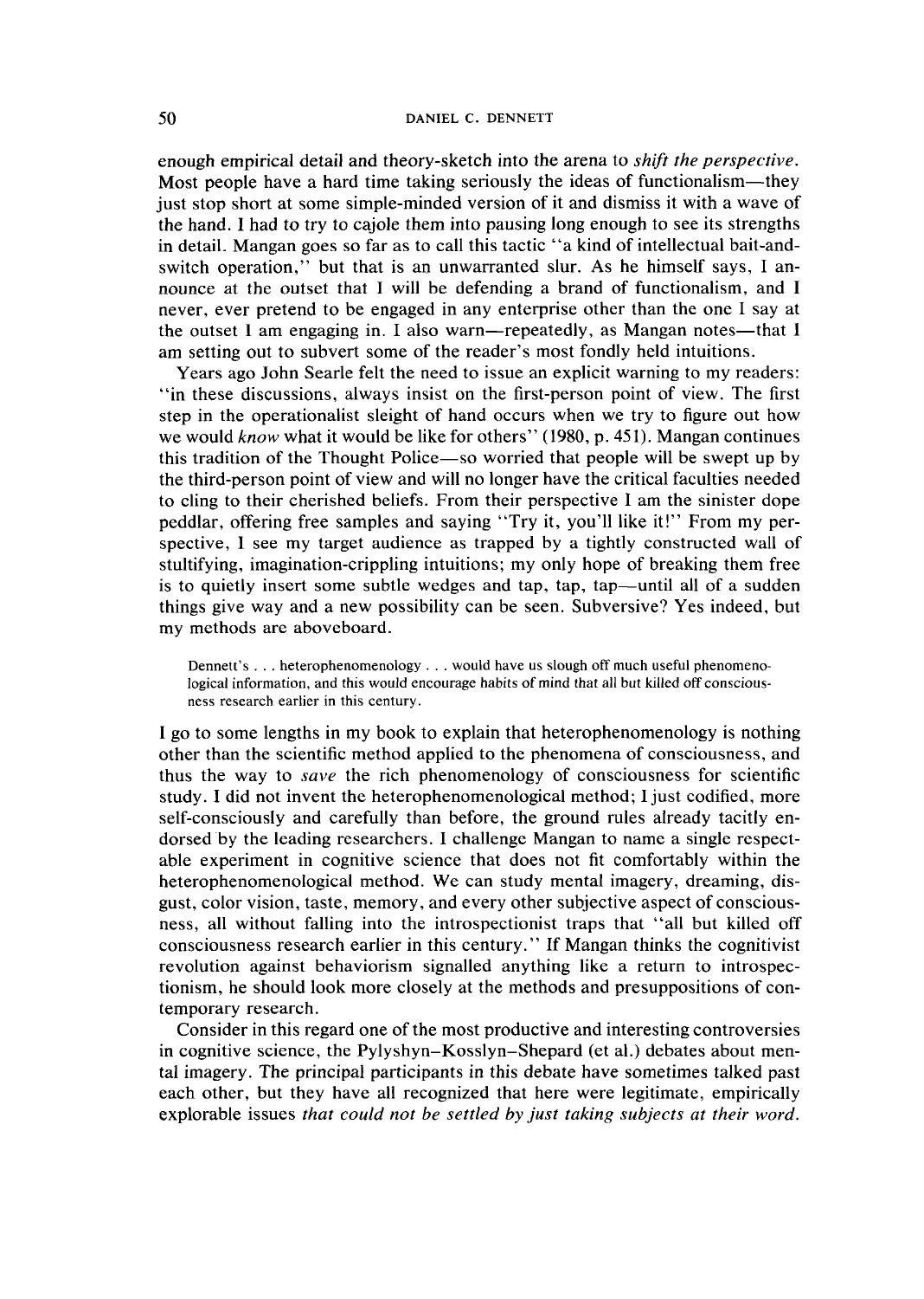enough empirical detail and theory-sketch into the arena to *shift the perspective*. Most people have a hard time taking seriously the ideas of functionalism—they just stop short at some simple-minded version of it and dismiss it with a wave of the hand. I had to try to cajole them into pausing long enough to see its strengths in detail. Mangan goes so far as to call this tactic "a kind of intellectual bait-and-switch operation," but that is an unwarranted slur. As he himself says, I announce at the outset that I will be defending a brand of functionalism, and I never, ever pretend to be engaged in any enterprise other than the one I say at the outset I am engaging in. I also warn—repeatedly, as Mangan notes—that I am setting out to subvert some of the reader's most fondly held intuitions.

Years ago John Searle felt the need to issue an explicit warning to my readers: "in these discussions, always insist on the first-person point of view. The first step in the operationalist sleight of hand occurs when we try to figure out how we would *know* what it would be like for others" (1980, p. 451). Mangan continues this tradition of the Thought Police—so worried that people will be swept up by the third-person point of view and will no longer have the critical faculties needed to cling to their cherished beliefs. From their perspective I am the sinister dope peddlar, offering free samples and saying "Try it, you'll like it!" From my perspective, I see my target audience as trapped by a tightly constructed wall of stultifying, imagination-crippling intuitions; my only hope of breaking them free is to quietly insert some subtle wedges and tap, tap, tap—until all of a sudden things give way and a new possibility can be seen. Subversive? Yes indeed, but my methods are aboveboard.

> Dennett's . . . heterophenomenology . . . would have us slough off much useful phenomenological information, and this would encourage habits of mind that all but killed off consciousness research earlier in this century.

I go to some lengths in my book to explain that heterophenomenology is nothing other than the scientific method applied to the phenomena of consciousness, and thus the way to *save* the rich phenomenology of consciousness for scientific study. I did not invent the heterophenomenological method; I just codified, more self-consciously and carefully than before, the ground rules already tacitly endorsed by the leading researchers. I challenge Mangan to name a single respectable experiment in cognitive science that does not fit comfortably within the heterophenomenological method. We can study mental imagery, dreaming, disgust, color vision, taste, memory, and every other subjective aspect of consciousness, all without falling into the introspectionist traps that "all but killed off consciousness research earlier in this century." If Mangan thinks the cognitivist revolution against behaviorism signalled anything like a return to introspectionism, he should look more closely at the methods and presuppositions of contemporary research.

Consider in this regard one of the most productive and interesting controversies in cognitive science, the Pylyshyn–Kosslyn–Shepard (et al.) debates about mental imagery. The principal participants in this debate have sometimes talked past each other, but they have all recognized that here were legitimate, empirically explorable issues *that could not be settled by just taking subjects at their word*.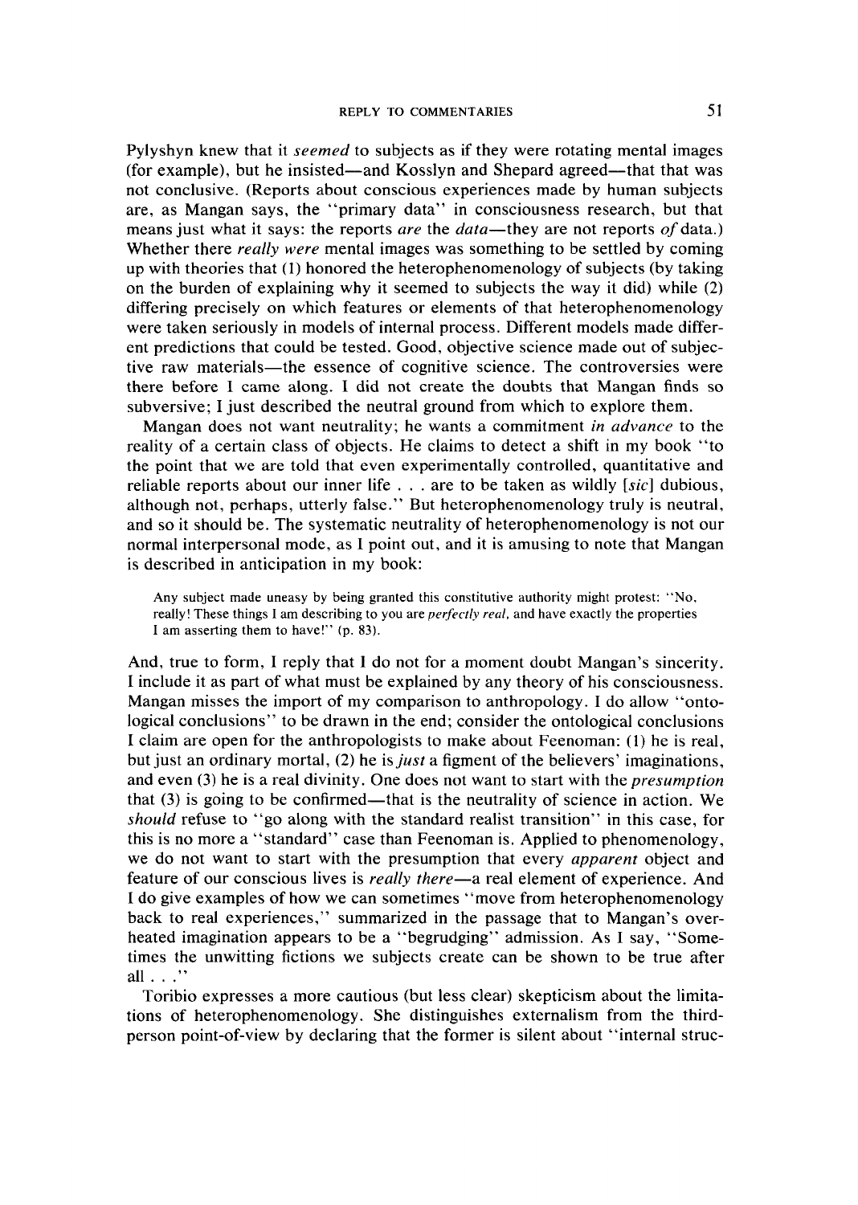Pylyshyn knew that it *seemed* to subjects as if they were rotating mental images (for example), but he insisted—and Kosslyn and Shepard agreed—that that was not conclusive. (Reports about conscious experiences made by human subjects are, as Mangan says, the "primary data" in consciousness research, but that means just what it says: the reports *are* the *data*—they are not reports *of* data.) Whether there *really were* mental images was something to be settled by coming up with theories that (1) honored the heterophenomenology of subjects (by taking on the burden of explaining why it seemed to subjects the way it did) while (2) differing precisely on which features or elements of that heterophenomenology were taken seriously in models of internal process. Different models made different predictions that could be tested. Good, objective science made out of subjective raw materials—the essence of cognitive science. The controversies were there before I came along. I did not create the doubts that Mangan finds so subversive; I just described the neutral ground from which to explore them.

Mangan does not want neutrality; he wants a commitment *in advance* to the reality of a certain class of objects. He claims to detect a shift in my book "to the point that we are told that even experimentally controlled, quantitative and reliable reports about our inner life . . . are to be taken as wildly [*sic*] dubious, although not, perhaps, utterly false." But heterophenomenology truly is neutral, and so it should be. The systematic neutrality of heterophenomenology is not our normal interpersonal mode, as I point out, and it is amusing to note that Mangan is described in anticipation in my book:

> Any subject made uneasy by being granted this constitutive authority might protest: "No, really! These things I am describing to you are *perfectly real*, and have exactly the properties I am asserting them to have!" (p. 83).

And, true to form, I reply that I do not for a moment doubt Mangan's sincerity. I include it as part of what must be explained by any theory of his consciousness. Mangan misses the import of my comparison to anthropology. I do allow "ontological conclusions" to be drawn in the end; consider the ontological conclusions I claim are open for the anthropologists to make about Feenoman: (1) he is real, but just an ordinary mortal, (2) he is *just* a figment of the believers' imaginations, and even (3) he is a real divinity. One does not want to start with the *presumption* that (3) is going to be confirmed—that is the neutrality of science in action. We *should* refuse to "go along with the standard realist transition" in this case, for this is no more a "standard" case than Feenoman is. Applied to phenomenology, we do not want to start with the presumption that every *apparent* object and feature of our conscious lives is *really there*—a real element of experience. And I do give examples of how we can sometimes "move from heterophenomenology back to real experiences," summarized in the passage that to Mangan's overheated imagination appears to be a "begrudging" admission. As I say, "Sometimes the unwitting fictions we subjects create can be shown to be true after all . . ."

Toribio expresses a more cautious (but less clear) skepticism about the limitations of heterophenomenology. She distinguishes externalism from the third-person point-of-view by declaring that the former is silent about "internal struc-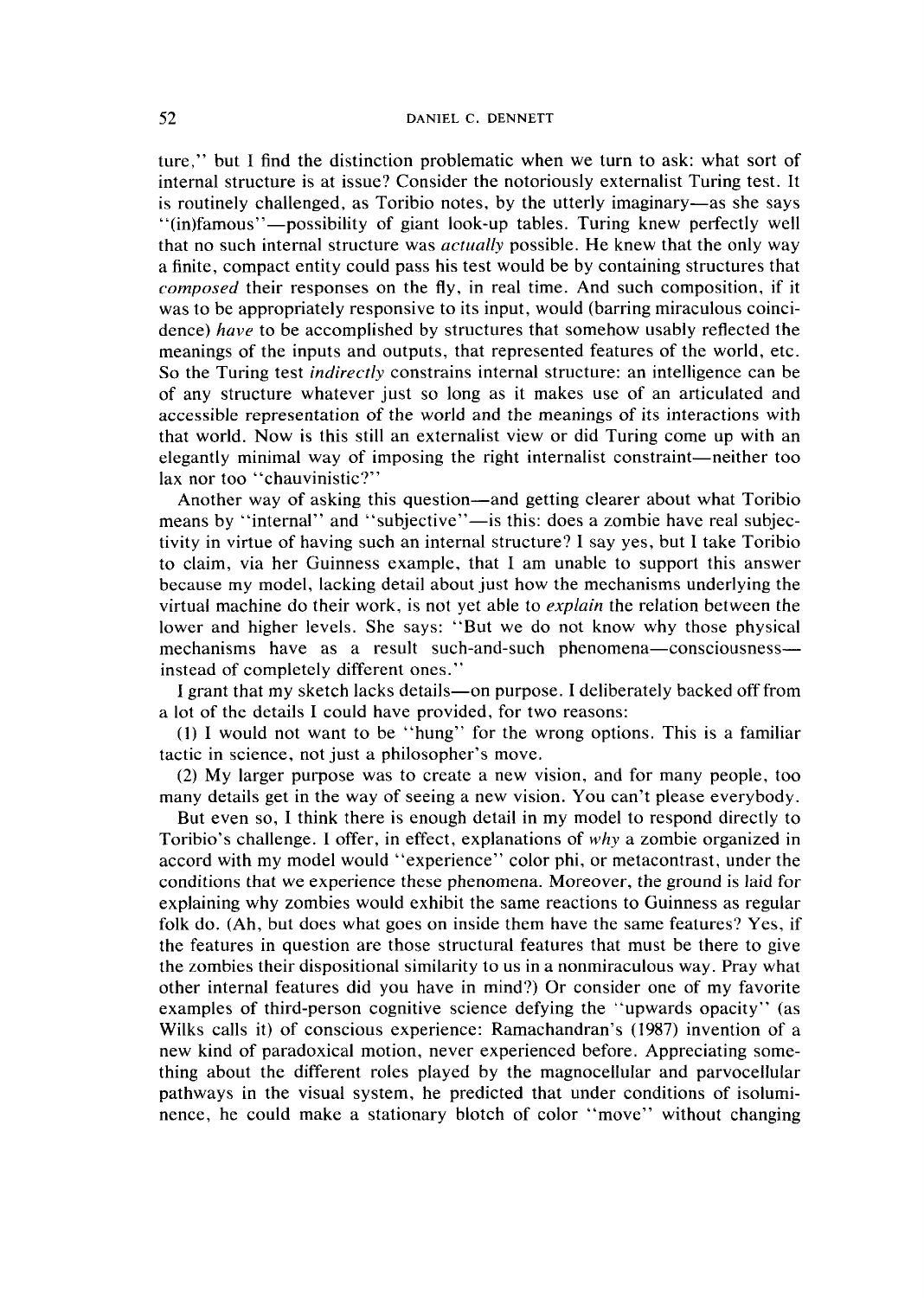ture," but I find the distinction problematic when we turn to ask: what sort of internal structure is at issue? Consider the notoriously externalist Turing test. It is routinely challenged, as Toribio notes, by the utterly imaginary—as she says "(in)famous"—possibility of giant look-up tables. Turing knew perfectly well that no such internal structure was *actually* possible. He knew that the only way a finite, compact entity could pass his test would be by containing structures that *composed* their responses on the fly, in real time. And such composition, if it was to be appropriately responsive to its input, would (barring miraculous coincidence) *have* to be accomplished by structures that somehow usably reflected the meanings of the inputs and outputs, that represented features of the world, etc. So the Turing test *indirectly* constrains internal structure: an intelligence can be of any structure whatever just so long as it makes use of an articulated and accessible representation of the world and the meanings of its interactions with that world. Now is this still an externalist view or did Turing come up with an elegantly minimal way of imposing the right internalist constraint—neither too lax nor too "chauvinistic?"

Another way of asking this question—and getting clearer about what Toribio means by "internal" and "subjective"—is this: does a zombie have real subjectivity in virtue of having such an internal structure? I say yes, but I take Toribio to claim, via her Guinness example, that I am unable to support this answer because my model, lacking detail about just how the mechanisms underlying the virtual machine do their work, is not yet able to *explain* the relation between the lower and higher levels. She says: "But we do not know why those physical mechanisms have as a result such-and-such phenomena—consciousness—instead of completely different ones."

I grant that my sketch lacks details—on purpose. I deliberately backed off from a lot of the details I could have provided, for two reasons:

(1) I would not want to be "hung" for the wrong options. This is a familiar tactic in science, not just a philosopher's move.

(2) My larger purpose was to create a new vision, and for many people, too many details get in the way of seeing a new vision. You can't please everybody.

But even so, I think there is enough detail in my model to respond directly to Toribio's challenge. I offer, in effect, explanations of *why* a zombie organized in accord with my model would "experience" color phi, or metacontrast, under the conditions that we experience these phenomena. Moreover, the ground is laid for explaining why zombies would exhibit the same reactions to Guinness as regular folk do. (Ah, but does what goes on inside them have the same features? Yes, if the features in question are those structural features that must be there to give the zombies their dispositional similarity to us in a nonmiraculous way. Pray what other internal features did you have in mind?) Or consider one of my favorite examples of third-person cognitive science defying the "upwards opacity" (as Wilks calls it) of conscious experience: Ramachandran's (1987) invention of a new kind of paradoxical motion, never experienced before. Appreciating something about the different roles played by the magnocellular and parvocellular pathways in the visual system, he predicted that under conditions of isoluminence, he could make a stationary blotch of color "move" without changing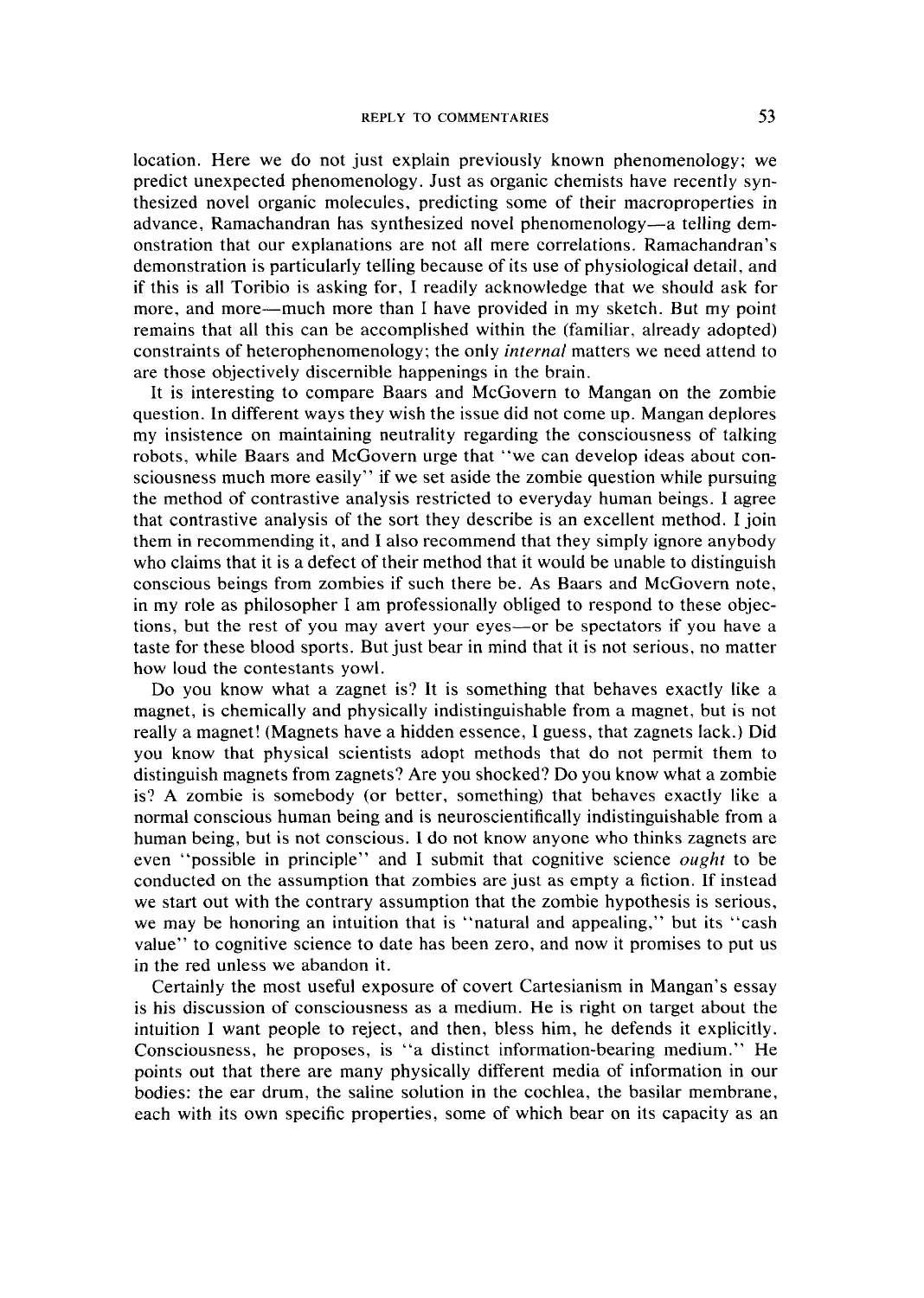location. Here we do not just explain previously known phenomenology; we predict unexpected phenomenology. Just as organic chemists have recently synthesized novel organic molecules, predicting some of their macroproperties in advance, Ramachandran has synthesized novel phenomenology—a telling demonstration that our explanations are not all mere correlations. Ramachandran's demonstration is particularly telling because of its use of physiological detail, and if this is all Toribio is asking for, I readily acknowledge that we should ask for more, and more—much more than I have provided in my sketch. But my point remains that all this can be accomplished within the (familiar, already adopted) constraints of heterophenomenology; the only *internal* matters we need attend to are those objectively discernible happenings in the brain.

It is interesting to compare Baars and McGovern to Mangan on the zombie question. In different ways they wish the issue did not come up. Mangan deplores my insistence on maintaining neutrality regarding the consciousness of talking robots, while Baars and McGovern urge that "we can develop ideas about consciousness much more easily" if we set aside the zombie question while pursuing the method of contrastive analysis restricted to everyday human beings. I agree that contrastive analysis of the sort they describe is an excellent method. I join them in recommending it, and I also recommend that they simply ignore anybody who claims that it is a defect of their method that it would be unable to distinguish conscious beings from zombies if such there be. As Baars and McGovern note, in my role as philosopher I am professionally obliged to respond to these objections, but the rest of you may avert your eyes—or be spectators if you have a taste for these blood sports. But just bear in mind that it is not serious, no matter how loud the contestants yowl.

Do you know what a zagnet is? It is something that behaves exactly like a magnet, is chemically and physically indistinguishable from a magnet, but is not really a magnet! (Magnets have a hidden essence, I guess, that zagnets lack.) Did you know that physical scientists adopt methods that do not permit them to distinguish magnets from zagnets? Are you shocked? Do you know what a zombie is? A zombie is somebody (or better, something) that behaves exactly like a normal conscious human being and is neuroscientifically indistinguishable from a human being, but is not conscious. I do not know anyone who thinks zagnets are even "possible in principle" and I submit that cognitive science *ought* to be conducted on the assumption that zombies are just as empty a fiction. If instead we start out with the contrary assumption that the zombie hypothesis is serious, we may be honoring an intuition that is "natural and appealing," but its "cash value" to cognitive science to date has been zero, and now it promises to put us in the red unless we abandon it.

Certainly the most useful exposure of covert Cartesianism in Mangan's essay is his discussion of consciousness as a medium. He is right on target about the intuition I want people to reject, and then, bless him, he defends it explicitly. Consciousness, he proposes, is "a distinct information-bearing medium." He points out that there are many physically different media of information in our bodies: the ear drum, the saline solution in the cochlea, the basilar membrane, each with its own specific properties, some of which bear on its capacity as an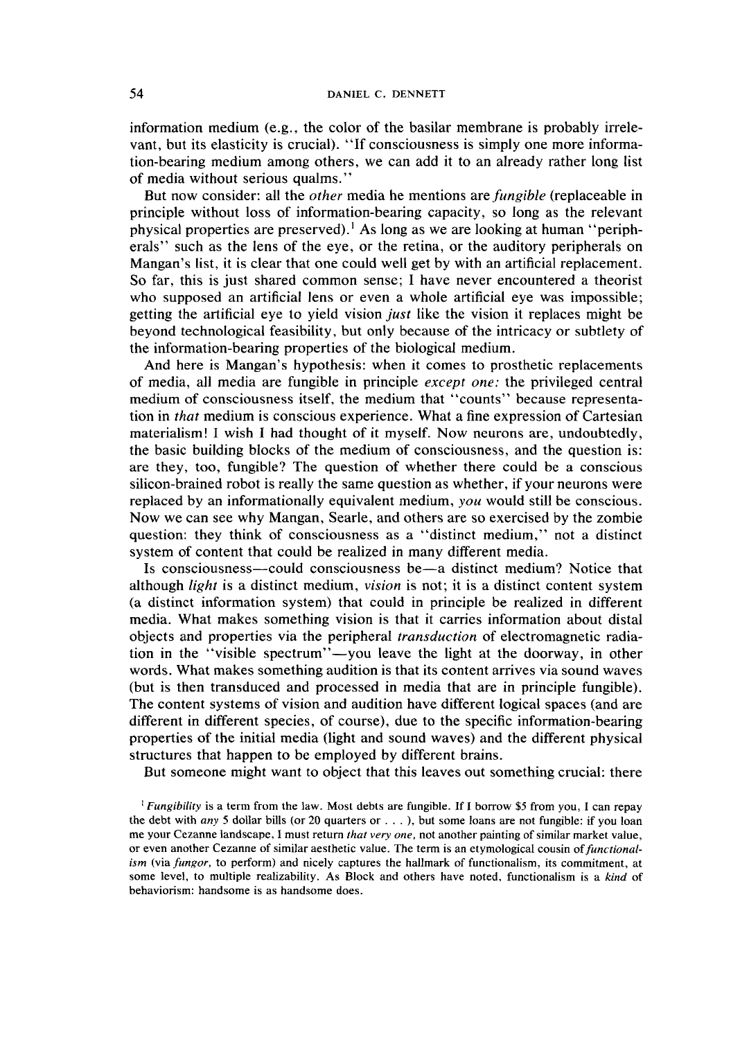information medium (e.g., the color of the basilar membrane is probably irrelevant, but its elasticity is crucial). "If consciousness is simply one more information-bearing medium among others, we can add it to an already rather long list of media without serious qualms."

But now consider: all the *other* media he mentions are *fungible* (replaceable in principle without loss of information-bearing capacity, so long as the relevant physical properties are preserved).[1] As long as we are looking at human "peripherals" such as the lens of the eye, or the retina, or the auditory peripherals on Mangan's list, it is clear that one could well get by with an artificial replacement. So far, this is just shared common sense; I have never encountered a theorist who supposed an artificial lens or even a whole artificial eye was impossible; getting the artificial eye to yield vision *just* like the vision it replaces might be beyond technological feasibility, but only because of the intricacy or subtlety of the information-bearing properties of the biological medium.

And here is Mangan's hypothesis: when it comes to prosthetic replacements of media, all media are fungible in principle *except one:* the privileged central medium of consciousness itself, the medium that "counts" because representation in *that* medium is conscious experience. What a fine expression of Cartesian materialism! I wish I had thought of it myself. Now neurons are, undoubtedly, the basic building blocks of the medium of consciousness, and the question is: are they, too, fungible? The question of whether there could be a conscious silicon-brained robot is really the same question as whether, if your neurons were replaced by an informationally equivalent medium, *you* would still be conscious. Now we can see why Mangan, Searle, and others are so exercised by the zombie question: they think of consciousness as a "distinct medium," not a distinct system of content that could be realized in many different media.

Is consciousness—could consciousness be—a distinct medium? Notice that although *light* is a distinct medium, *vision* is not; it is a distinct content system (a distinct information system) that could in principle be realized in different media. What makes something vision is that it carries information about distal objects and properties via the peripheral *transduction* of electromagnetic radiation in the "visible spectrum"—you leave the light at the doorway, in other words. What makes something audition is that its content arrives via sound waves (but is then transduced and processed in media that are in principle fungible). The content systems of vision and audition have different logical spaces (and are different in different species, of course), due to the specific information-bearing properties of the initial media (light and sound waves) and the different physical structures that happen to be employed by different brains.

But someone might want to object that this leaves out something crucial: there

[1] *Fungibility* is a term from the law. Most debts are fungible. If I borrow $5 from you, I can repay the debt with *any* 5 dollar bills (or 20 quarters or . . . ), but some loans are not fungible: if you loan me your Cezanne landscape, I must return *that very one*, not another painting of similar market value, or even another Cezanne of similar aesthetic value. The term is an etymological cousin of *functionalism* (via *fungor*, to perform) and nicely captures the hallmark of functionalism, its commitment, at some level, to multiple realizability. As Block and others have noted, functionalism is a *kind* of behaviorism: handsome is as handsome does.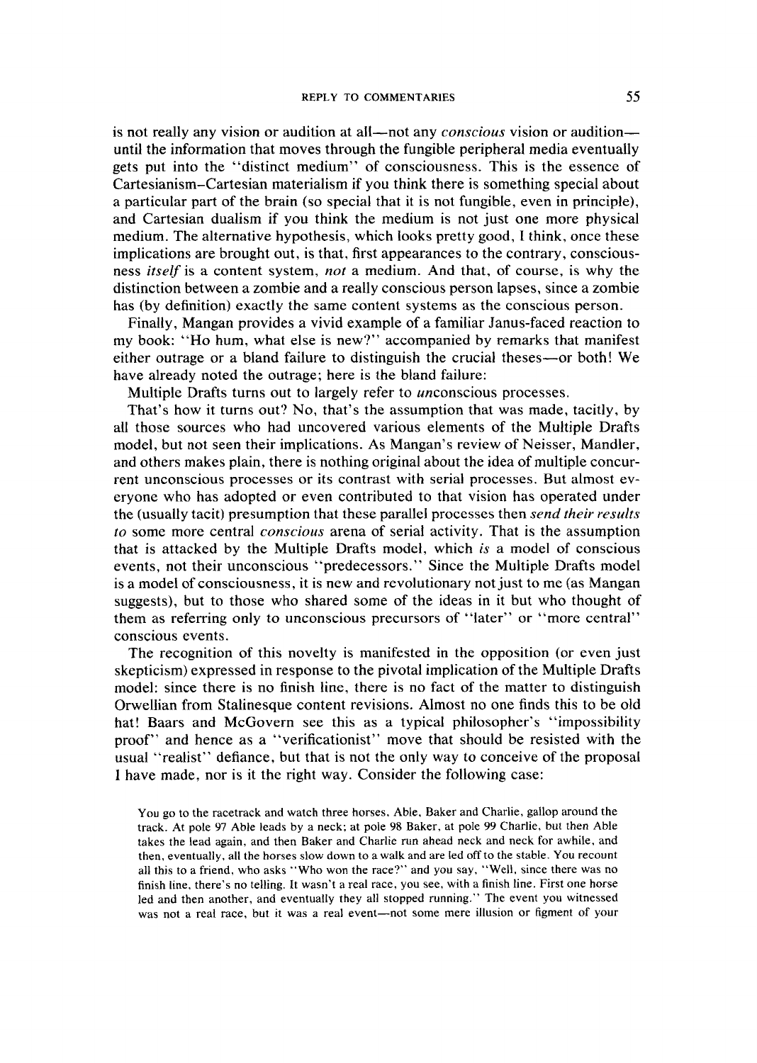is not really any vision or audition at all—not any *conscious* vision or audition—until the information that moves through the fungible peripheral media eventually gets put into the "distinct medium" of consciousness. This is the essence of Cartesianism–Cartesian materialism if you think there is something special about a particular part of the brain (so special that it is not fungible, even in principle), and Cartesian dualism if you think the medium is not just one more physical medium. The alternative hypothesis, which looks pretty good, I think, once these implications are brought out, is that, first appearances to the contrary, consciousness *itself* is a content system, *not* a medium. And that, of course, is why the distinction between a zombie and a really conscious person lapses, since a zombie has (by definition) exactly the same content systems as the conscious person.

Finally, Mangan provides a vivid example of a familiar Janus-faced reaction to my book: "Ho hum, what else is new?" accompanied by remarks that manifest either outrage or a bland failure to distinguish the crucial theses—or both! We have already noted the outrage; here is the bland failure:

Multiple Drafts turns out to largely refer to *un*conscious processes.

That's how it turns out? No, that's the assumption that was made, tacitly, by all those sources who had uncovered various elements of the Multiple Drafts model, but not seen their implications. As Mangan's review of Neisser, Mandler, and others makes plain, there is nothing original about the idea of multiple concurrent unconscious processes or its contrast with serial processes. But almost everyone who has adopted or even contributed to that vision has operated under the (usually tacit) presumption that these parallel processes then *send their results to* some more central *conscious* arena of serial activity. That is the assumption that is attacked by the Multiple Drafts model, which *is* a model of conscious events, not their unconscious "predecessors." Since the Multiple Drafts model is a model of consciousness, it is new and revolutionary not just to me (as Mangan suggests), but to those who shared some of the ideas in it but who thought of them as referring only to unconscious precursors of "later" or "more central" conscious events.

The recognition of this novelty is manifested in the opposition (or even just skepticism) expressed in response to the pivotal implication of the Multiple Drafts model: since there is no finish line, there is no fact of the matter to distinguish Orwellian from Stalinesque content revisions. Almost no one finds this to be old hat! Baars and McGovern see this as a typical philosopher's "impossibility proof" and hence as a "verificationist" move that should be resisted with the usual "realist" defiance, but that is not the only way to conceive of the proposal I have made, nor is it the right way. Consider the following case:

> You go to the racetrack and watch three horses, Able, Baker and Charlie, gallop around the track. At pole 97 Able leads by a neck; at pole 98 Baker, at pole 99 Charlie, but then Able takes the lead again, and then Baker and Charlie run ahead neck and neck for awhile, and then, eventually, all the horses slow down to a walk and are led off to the stable. You recount all this to a friend, who asks "Who won the race?" and you say, "Well, since there was no finish line, there's no telling. It wasn't a real race, you see, with a finish line. First one horse led and then another, and eventually they all stopped running." The event you witnessed was not a real race, but it was a real event—not some mere illusion or figment of your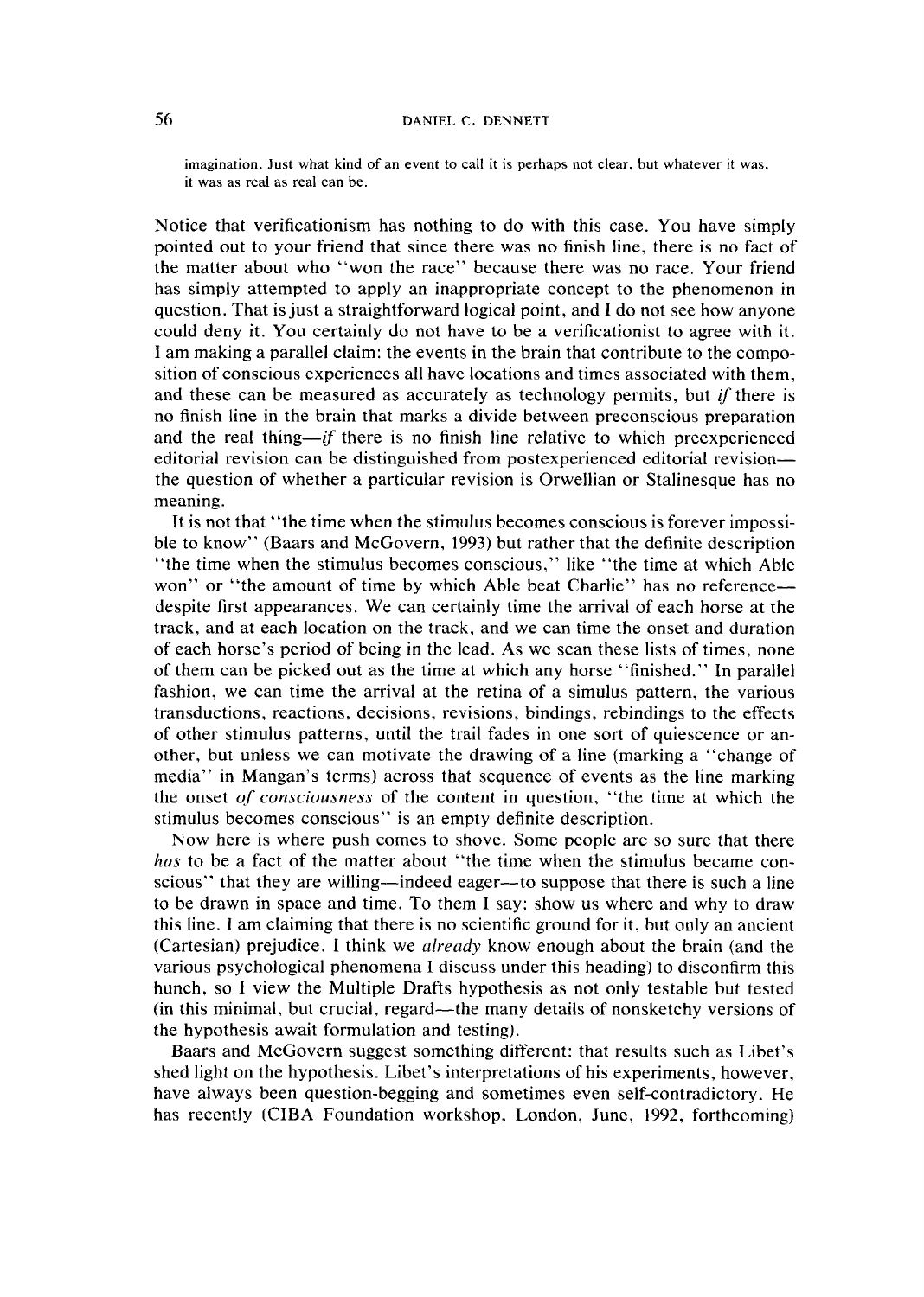imagination. Just what kind of an event to call it is perhaps not clear, but whatever it was, it was as real as real can be.

Notice that verificationism has nothing to do with this case. You have simply pointed out to your friend that since there was no finish line, there is no fact of the matter about who "won the race" because there was no race. Your friend has simply attempted to apply an inappropriate concept to the phenomenon in question. That is just a straightforward logical point, and I do not see how anyone could deny it. You certainly do not have to be a verificationist to agree with it. I am making a parallel claim: the events in the brain that contribute to the composition of conscious experiences all have locations and times associated with them, and these can be measured as accurately as technology permits, but *if* there is no finish line in the brain that marks a divide between preconscious preparation and the real thing—*if* there is no finish line relative to which preexperienced editorial revision can be distinguished from postexperienced editorial revision—the question of whether a particular revision is Orwellian or Stalinesque has no meaning.

It is not that "the time when the stimulus becomes conscious is forever impossible to know" (Baars and McGovern, 1993) but rather that the definite description "the time when the stimulus becomes conscious," like "the time at which Able won" or "the amount of time by which Able beat Charlie" has no reference—despite first appearances. We can certainly time the arrival of each horse at the track, and at each location on the track, and we can time the onset and duration of each horse's period of being in the lead. As we scan these lists of times, none of them can be picked out as the time at which any horse "finished." In parallel fashion, we can time the arrival at the retina of a simulus pattern, the various transductions, reactions, decisions, revisions, bindings, rebindings to the effects of other stimulus patterns, until the trail fades in one sort of quiescence or another, but unless we can motivate the drawing of a line (marking a "change of media" in Mangan's terms) across that sequence of events as the line marking the onset *of consciousness* of the content in question, "the time at which the stimulus becomes conscious" is an empty definite description.

Now here is where push comes to shove. Some people are so sure that there *has* to be a fact of the matter about "the time when the stimulus became conscious" that they are willing—indeed eager—to suppose that there is such a line to be drawn in space and time. To them I say: show us where and why to draw this line. I am claiming that there is no scientific ground for it, but only an ancient (Cartesian) prejudice. I think we *already* know enough about the brain (and the various psychological phenomena I discuss under this heading) to disconfirm this hunch, so I view the Multiple Drafts hypothesis as not only testable but tested (in this minimal, but crucial, regard—the many details of nonsketchy versions of the hypothesis await formulation and testing).

Baars and McGovern suggest something different: that results such as Libet's shed light on the hypothesis. Libet's interpretations of his experiments, however, have always been question-begging and sometimes even self-contradictory. He has recently (CIBA Foundation workshop, London, June, 1992, forthcoming)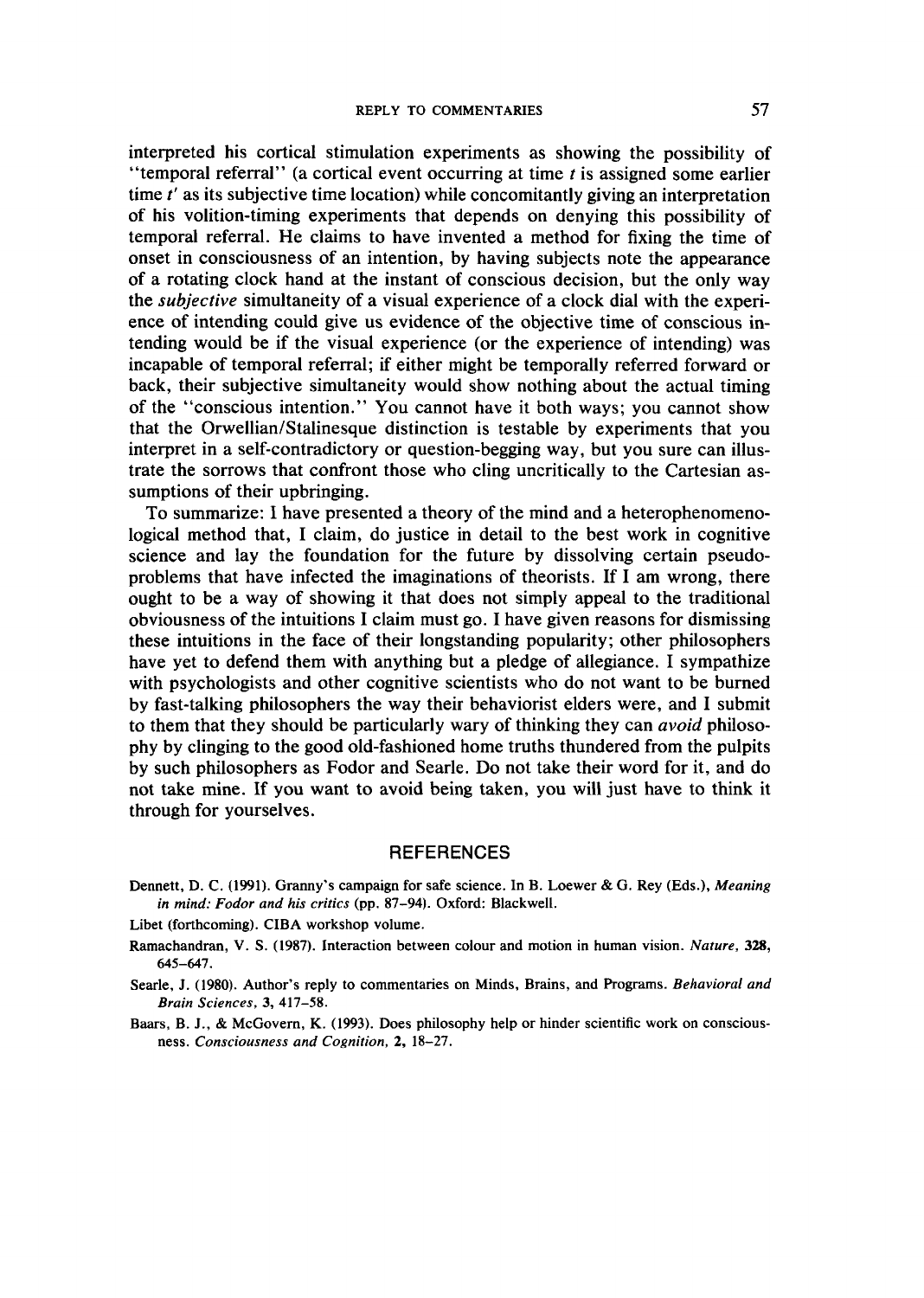interpreted his cortical stimulation experiments as showing the possibility of "temporal referral" (a cortical event occurring at time $t$ is assigned some earlier time $t'$ as its subjective time location) while concomitantly giving an interpretation of his volition-timing experiments that depends on denying this possibility of temporal referral. He claims to have invented a method for fixing the time of onset in consciousness of an intention, by having subjects note the appearance of a rotating clock hand at the instant of conscious decision, but the only way the *subjective* simultaneity of a visual experience of a clock dial with the experience of intending could give us evidence of the objective time of conscious intending would be if the visual experience (or the experience of intending) was incapable of temporal referral; if either might be temporally referred forward or back, their subjective simultaneity would show nothing about the actual timing of the "conscious intention." You cannot have it both ways; you cannot show that the Orwellian/Stalinesque distinction is testable by experiments that you interpret in a self-contradictory or question-begging way, but you sure can illustrate the sorrows that confront those who cling uncritically to the Cartesian assumptions of their upbringing.

To summarize: I have presented a theory of the mind and a heterophenomenological method that, I claim, do justice in detail to the best work in cognitive science and lay the foundation for the future by dissolving certain pseudo-problems that have infected the imaginations of theorists. If I am wrong, there ought to be a way of showing it that does not simply appeal to the traditional obviousness of the intuitions I claim must go. I have given reasons for dismissing these intuitions in the face of their longstanding popularity; other philosophers have yet to defend them with anything but a pledge of allegiance. I sympathize with psychologists and other cognitive scientists who do not want to be burned by fast-talking philosophers the way their behaviorist elders were, and I submit to them that they should be particularly wary of thinking they can *avoid* philosophy by clinging to the good old-fashioned home truths thundered from the pulpits by such philosophers as Fodor and Searle. Do not take their word for it, and do not take mine. If you want to avoid being taken, you will just have to think it through for yourselves.

## REFERENCES

Dennett, D. C. (1991). Granny's campaign for safe science. In B. Loewer & G. Rey (Eds.), *Meaning in mind: Fodor and his critics* (pp. 87–94). Oxford: Blackwell.

Libet (forthcoming). CIBA workshop volume.

Ramachandran, V. S. (1987). Interaction between colour and motion in human vision. *Nature*, **328**, 645–647.

Searle, J. (1980). Author's reply to commentaries on Minds, Brains, and Programs. *Behavioral and Brain Sciences*, **3**, 417–58.

Baars, B. J., & McGovern, K. (1993). Does philosophy help or hinder scientific work on consciousness. *Consciousness and Cognition*, **2**, 18–27.